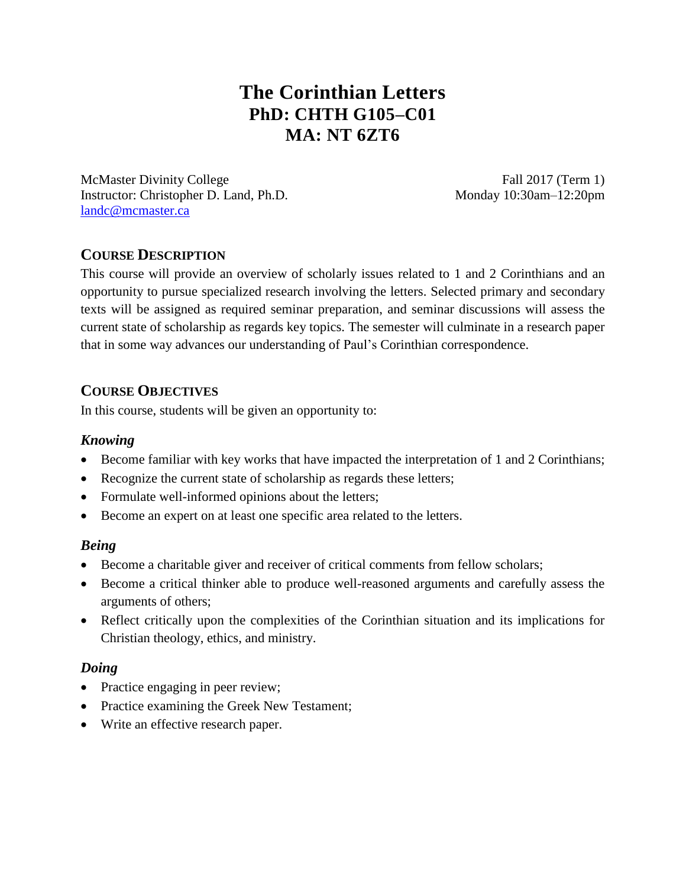# The Corinthian Letters
# PhD: CHTH G105–C01
# MA: NT 6ZT6

McMaster Divinity College
Instructor: Christopher D. Land, Ph.D.
landc@mcmaster.ca

Fall 2017 (Term 1)
Monday 10:30am–12:20pm

## COURSE DESCRIPTION

This course will provide an overview of scholarly issues related to 1 and 2 Corinthians and an opportunity to pursue specialized research involving the letters. Selected primary and secondary texts will be assigned as required seminar preparation, and seminar discussions will assess the current state of scholarship as regards key topics. The semester will culminate in a research paper that in some way advances our understanding of Paul's Corinthian correspondence.

## COURSE OBJECTIVES

In this course, students will be given an opportunity to:

### *Knowing*

- Become familiar with key works that have impacted the interpretation of 1 and 2 Corinthians;
- Recognize the current state of scholarship as regards these letters;
- Formulate well-informed opinions about the letters;
- Become an expert on at least one specific area related to the letters.

### *Being*

- Become a charitable giver and receiver of critical comments from fellow scholars;
- Become a critical thinker able to produce well-reasoned arguments and carefully assess the arguments of others;
- Reflect critically upon the complexities of the Corinthian situation and its implications for Christian theology, ethics, and ministry.

### *Doing*

- Practice engaging in peer review;
- Practice examining the Greek New Testament;
- Write an effective research paper.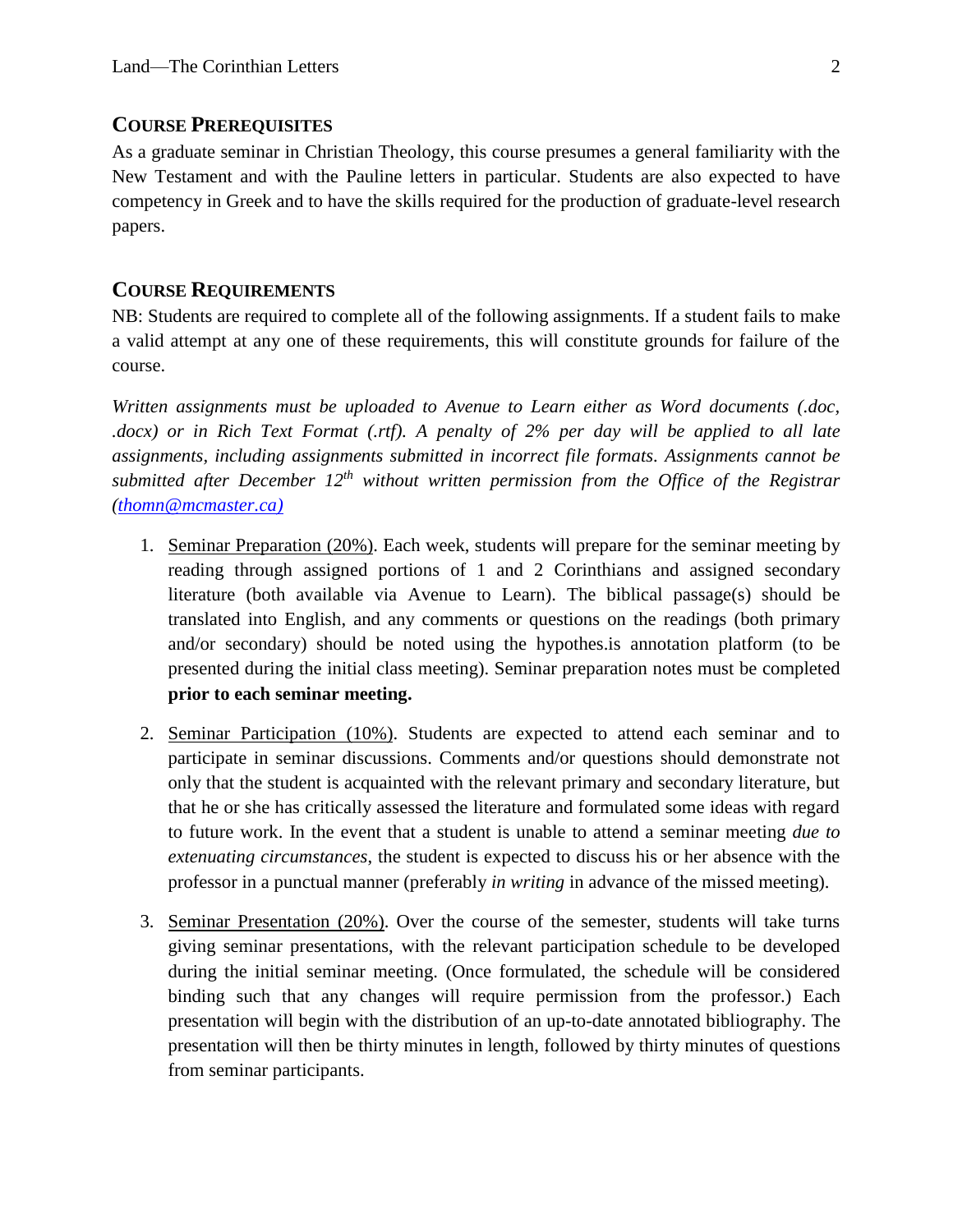## COURSE PREREQUISITES

As a graduate seminar in Christian Theology, this course presumes a general familiarity with the New Testament and with the Pauline letters in particular. Students are also expected to have competency in Greek and to have the skills required for the production of graduate-level research papers.

## COURSE REQUIREMENTS

NB: Students are required to complete all of the following assignments. If a student fails to make a valid attempt at any one of these requirements, this will constitute grounds for failure of the course.

*Written assignments must be uploaded to Avenue to Learn either as Word documents (.doc, .docx) or in Rich Text Format (.rtf). A penalty of 2% per day will be applied to all late assignments, including assignments submitted in incorrect file formats. Assignments cannot be submitted after December 12th without written permission from the Office of the Registrar (thomn@mcmaster.ca)*

1. Seminar Preparation (20%). Each week, students will prepare for the seminar meeting by reading through assigned portions of 1 and 2 Corinthians and assigned secondary literature (both available via Avenue to Learn). The biblical passage(s) should be translated into English, and any comments or questions on the readings (both primary and/or secondary) should be noted using the hypothes.is annotation platform (to be presented during the initial class meeting). Seminar preparation notes must be completed **prior to each seminar meeting.**

2. Seminar Participation (10%). Students are expected to attend each seminar and to participate in seminar discussions. Comments and/or questions should demonstrate not only that the student is acquainted with the relevant primary and secondary literature, but that he or she has critically assessed the literature and formulated some ideas with regard to future work. In the event that a student is unable to attend a seminar meeting *due to extenuating circumstances*, the student is expected to discuss his or her absence with the professor in a punctual manner (preferably *in writing* in advance of the missed meeting).

3. Seminar Presentation (20%). Over the course of the semester, students will take turns giving seminar presentations, with the relevant participation schedule to be developed during the initial seminar meeting. (Once formulated, the schedule will be considered binding such that any changes will require permission from the professor.) Each presentation will begin with the distribution of an up-to-date annotated bibliography. The presentation will then be thirty minutes in length, followed by thirty minutes of questions from seminar participants.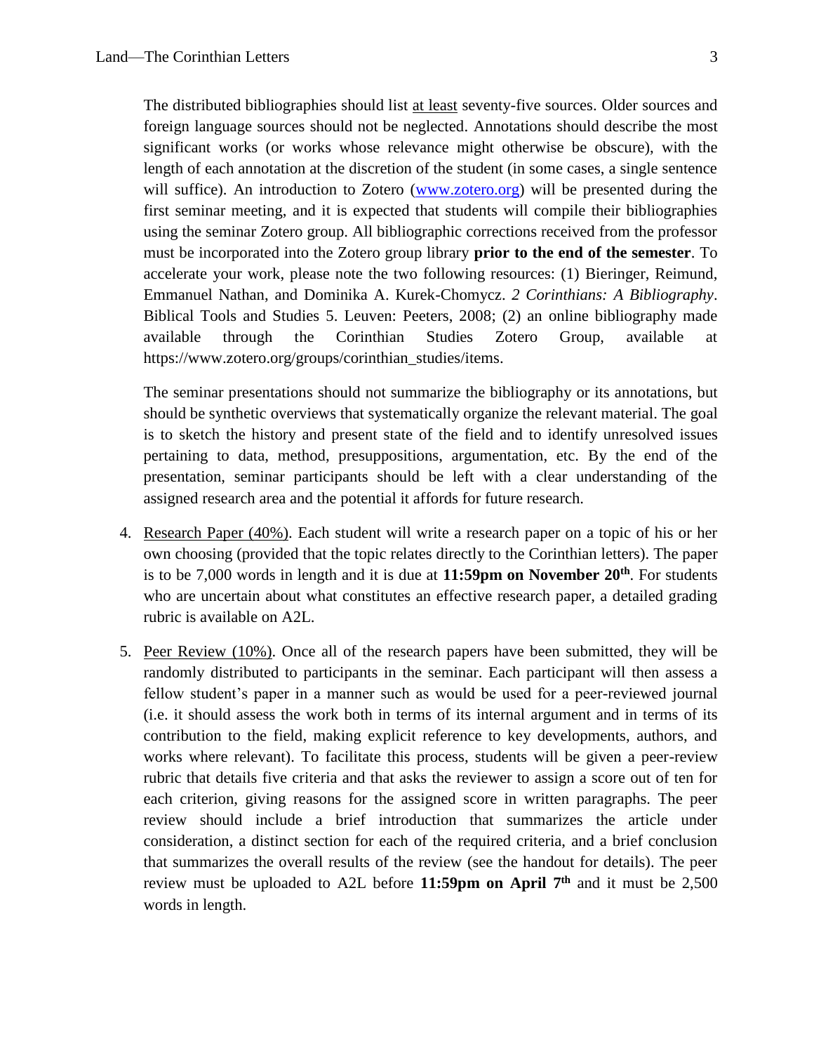The distributed bibliographies should list <u>at least</u> seventy-five sources. Older sources and foreign language sources should not be neglected. Annotations should describe the most significant works (or works whose relevance might otherwise be obscure), with the length of each annotation at the discretion of the student (in some cases, a single sentence will suffice). An introduction to Zotero ([www.zotero.org](www.zotero.org)) will be presented during the first seminar meeting, and it is expected that students will compile their bibliographies using the seminar Zotero group. All bibliographic corrections received from the professor must be incorporated into the Zotero group library **prior to the end of the semester**. To accelerate your work, please note the two following resources: (1) Bieringer, Reimund, Emmanuel Nathan, and Dominika A. Kurek-Chomycz. *2 Corinthians: A Bibliography*. Biblical Tools and Studies 5. Leuven: Peeters, 2008; (2) an online bibliography made available through the Corinthian Studies Zotero Group, available at https://www.zotero.org/groups/corinthian_studies/items.

The seminar presentations should not summarize the bibliography or its annotations, but should be synthetic overviews that systematically organize the relevant material. The goal is to sketch the history and present state of the field and to identify unresolved issues pertaining to data, method, presuppositions, argumentation, etc. By the end of the presentation, seminar participants should be left with a clear understanding of the assigned research area and the potential it affords for future research.

4. <u>Research Paper (40%)</u>. Each student will write a research paper on a topic of his or her own choosing (provided that the topic relates directly to the Corinthian letters). The paper is to be 7,000 words in length and it is due at **11:59pm on November 20th**. For students who are uncertain about what constitutes an effective research paper, a detailed grading rubric is available on A2L.

5. <u>Peer Review (10%)</u>. Once all of the research papers have been submitted, they will be randomly distributed to participants in the seminar. Each participant will then assess a fellow student's paper in a manner such as would be used for a peer-reviewed journal (i.e. it should assess the work both in terms of its internal argument and in terms of its contribution to the field, making explicit reference to key developments, authors, and works where relevant). To facilitate this process, students will be given a peer-review rubric that details five criteria and that asks the reviewer to assign a score out of ten for each criterion, giving reasons for the assigned score in written paragraphs. The peer review should include a brief introduction that summarizes the article under consideration, a distinct section for each of the required criteria, and a brief conclusion that summarizes the overall results of the review (see the handout for details). The peer review must be uploaded to A2L before **11:59pm on April 7th** and it must be 2,500 words in length.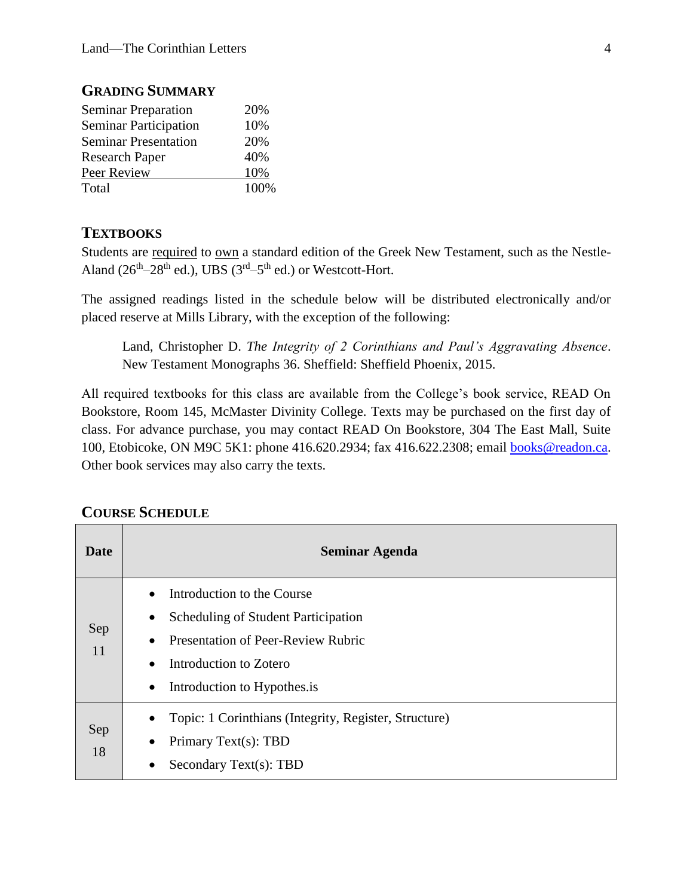## Grading Summary

| | |
|---|---|
| Seminar Preparation | 20% |
| Seminar Participation | 10% |
| Seminar Presentation | 20% |
| Research Paper | 40% |
| Peer Review | 10% |
| Total | 100% |

## Textbooks

Students are required to own a standard edition of the Greek New Testament, such as the Nestle-Aland (26th–28th ed.), UBS (3rd–5th ed.) or Westcott-Hort.

The assigned readings listed in the schedule below will be distributed electronically and/or placed reserve at Mills Library, with the exception of the following:

> Land, Christopher D. *The Integrity of 2 Corinthians and Paul's Aggravating Absence*. New Testament Monographs 36. Sheffield: Sheffield Phoenix, 2015.

All required textbooks for this class are available from the College's book service, READ On Bookstore, Room 145, McMaster Divinity College. Texts may be purchased on the first day of class. For advance purchase, you may contact READ On Bookstore, 304 The East Mall, Suite 100, Etobicoke, ON M9C 5K1: phone 416.620.2934; fax 416.622.2308; email books@readon.ca. Other book services may also carry the texts.

## Course Schedule

| Date | Seminar Agenda |
|---|---|
| Sep 11 | • Introduction to the Course<br>• Scheduling of Student Participation<br>• Presentation of Peer-Review Rubric<br>• Introduction to Zotero<br>• Introduction to Hypothes.is |
| Sep 18 | • Topic: 1 Corinthians (Integrity, Register, Structure)<br>• Primary Text(s): TBD<br>• Secondary Text(s): TBD |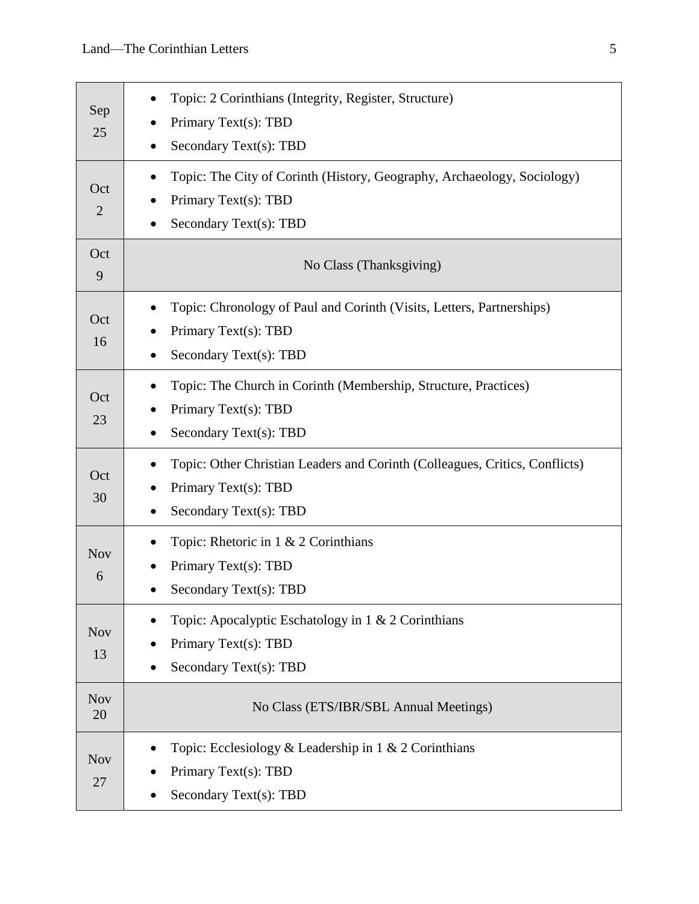| | |
|---|---|
| Sep 25 | • Topic: 2 Corinthians (Integrity, Register, Structure)<br>• Primary Text(s): TBD<br>• Secondary Text(s): TBD |
| Oct 2 | • Topic: The City of Corinth (History, Geography, Archaeology, Sociology)<br>• Primary Text(s): TBD<br>• Secondary Text(s): TBD |
| Oct 9 | No Class (Thanksgiving) |
| Oct 16 | • Topic: Chronology of Paul and Corinth (Visits, Letters, Partnerships)<br>• Primary Text(s): TBD<br>• Secondary Text(s): TBD |
| Oct 23 | • Topic: The Church in Corinth (Membership, Structure, Practices)<br>• Primary Text(s): TBD<br>• Secondary Text(s): TBD |
| Oct 30 | • Topic: Other Christian Leaders and Corinth (Colleagues, Critics, Conflicts)<br>• Primary Text(s): TBD<br>• Secondary Text(s): TBD |
| Nov 6 | • Topic: Rhetoric in 1 & 2 Corinthians<br>• Primary Text(s): TBD<br>• Secondary Text(s): TBD |
| Nov 13 | • Topic: Apocalyptic Eschatology in 1 & 2 Corinthians<br>• Primary Text(s): TBD<br>• Secondary Text(s): TBD |
| Nov 20 | No Class (ETS/IBR/SBL Annual Meetings) |
| Nov 27 | • Topic: Ecclesiology & Leadership in 1 & 2 Corinthians<br>• Primary Text(s): TBD<br>• Secondary Text(s): TBD |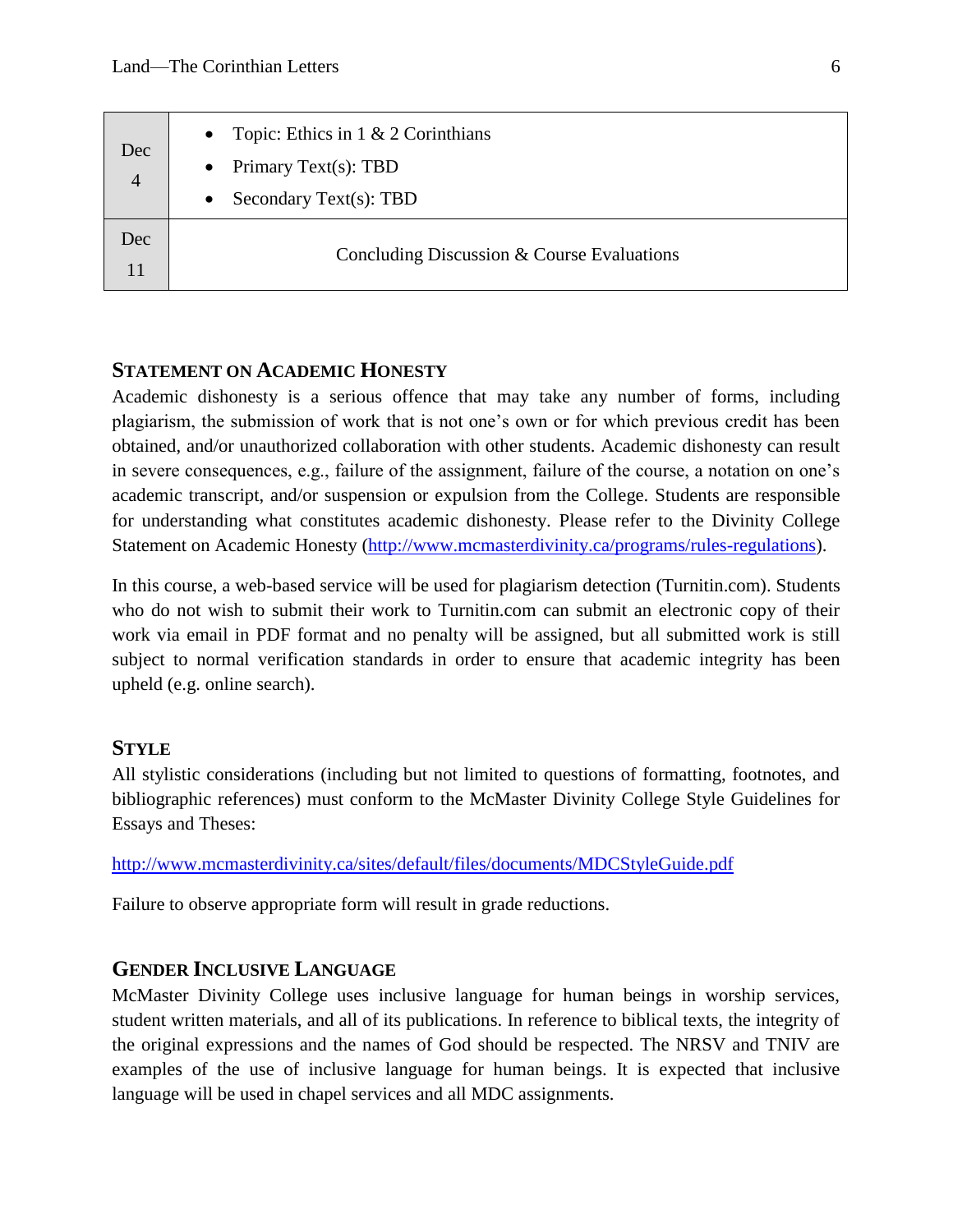| Dec 4 | • Topic: Ethics in 1 & 2 Corinthians<br>• Primary Text(s): TBD<br>• Secondary Text(s): TBD |
|---|---|
| Dec 11 | Concluding Discussion & Course Evaluations |

## STATEMENT ON ACADEMIC HONESTY

Academic dishonesty is a serious offence that may take any number of forms, including plagiarism, the submission of work that is not one's own or for which previous credit has been obtained, and/or unauthorized collaboration with other students. Academic dishonesty can result in severe consequences, e.g., failure of the assignment, failure of the course, a notation on one's academic transcript, and/or suspension or expulsion from the College. Students are responsible for understanding what constitutes academic dishonesty. Please refer to the Divinity College Statement on Academic Honesty (http://www.mcmasterdivinity.ca/programs/rules-regulations).

In this course, a web-based service will be used for plagiarism detection (Turnitin.com). Students who do not wish to submit their work to Turnitin.com can submit an electronic copy of their work via email in PDF format and no penalty will be assigned, but all submitted work is still subject to normal verification standards in order to ensure that academic integrity has been upheld (e.g. online search).

## STYLE

All stylistic considerations (including but not limited to questions of formatting, footnotes, and bibliographic references) must conform to the McMaster Divinity College Style Guidelines for Essays and Theses:

http://www.mcmasterdivinity.ca/sites/default/files/documents/MDCStyleGuide.pdf

Failure to observe appropriate form will result in grade reductions.

## GENDER INCLUSIVE LANGUAGE

McMaster Divinity College uses inclusive language for human beings in worship services, student written materials, and all of its publications. In reference to biblical texts, the integrity of the original expressions and the names of God should be respected. The NRSV and TNIV are examples of the use of inclusive language for human beings. It is expected that inclusive language will be used in chapel services and all MDC assignments.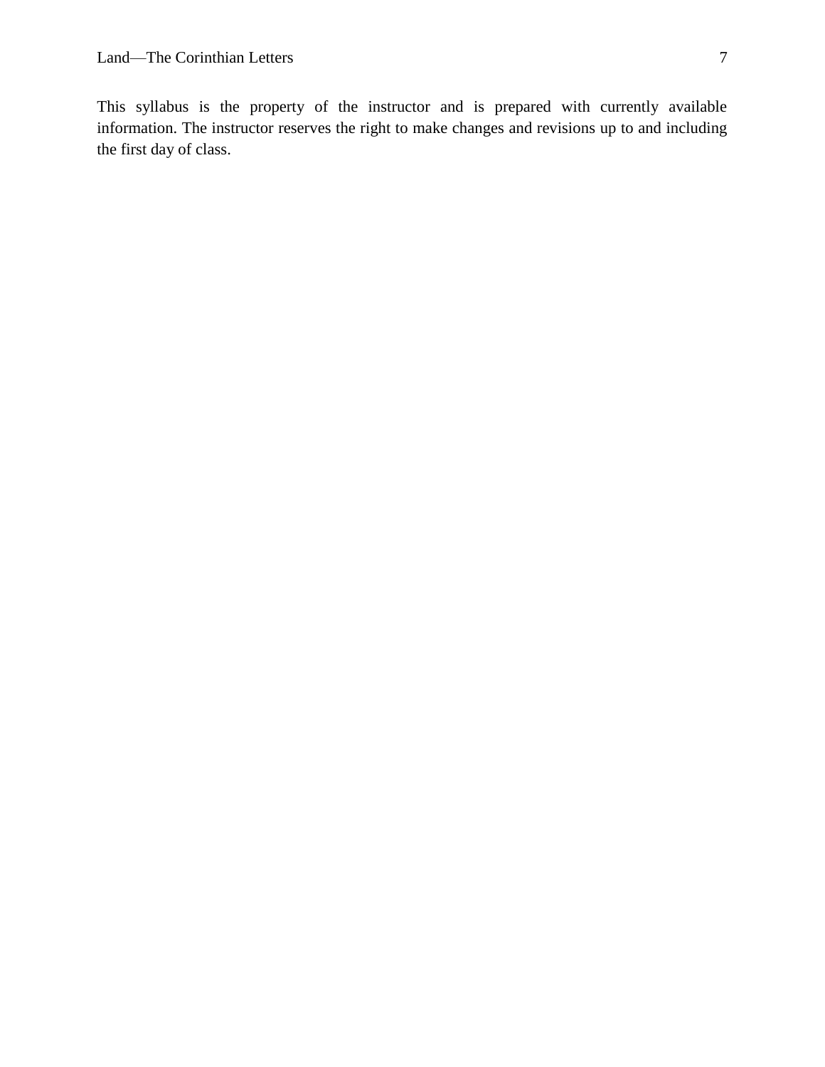This syllabus is the property of the instructor and is prepared with currently available information. The instructor reserves the right to make changes and revisions up to and including the first day of class.